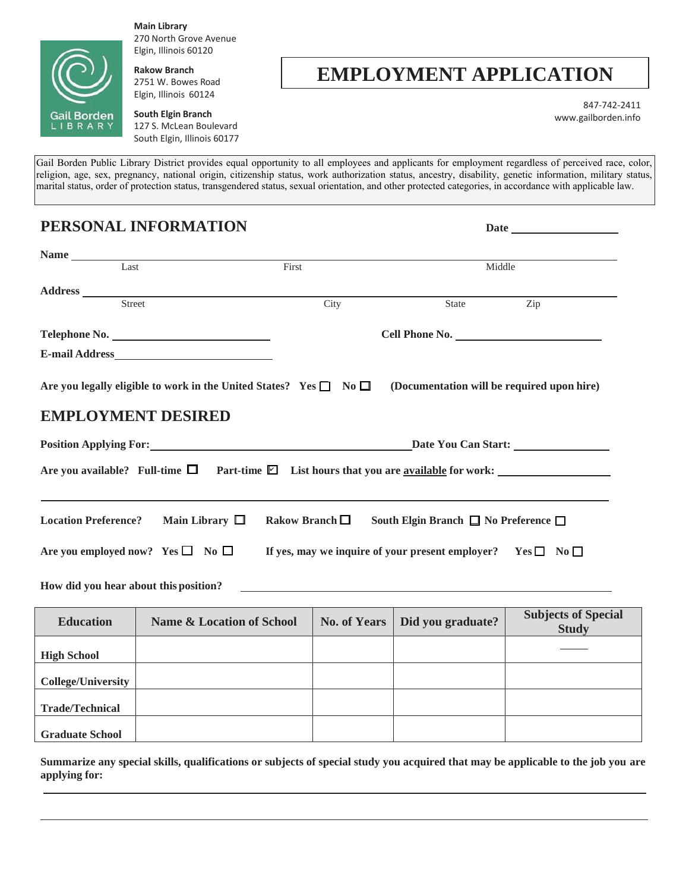**Main Library**
270 North Grove Avenue
Elgin, Illinois 60120

**Rakow Branch**
2751 W. Bowes Road
Elgin, Illinois 60124

**South Elgin Branch**
127 S. McLean Boulevard
South Elgin, Illinois 60177

Gail Borden LIBRARY

# EMPLOYMENT APPLICATION

847-742-2411
www.gailborden.info

Gail Borden Public Library District provides equal opportunity to all employees and applicants for employment regardless of perceived race, color, religion, age, sex, pregnancy, national origin, citizenship status, work authorization status, ancestry, disability, genetic information, military status, marital status, order of protection status, transgendered status, sexual orientation, and other protected categories, in accordance with applicable law.

## PERSONAL INFORMATION

**Date** ____________________

**Name** ______________________________________________
Last First Middle

**Address** ______________________________________________
Street City State Zip

**Telephone No.** ____________________ **Cell Phone No.** ____________________

**E-mail Address** ____________________

**Are you legally eligible to work in the United States?** Yes ☐ No ☐ **(Documentation will be required upon hire)**

## EMPLOYMENT DESIRED

**Position Applying For:** ____________________ **Date You Can Start:** ____________________

**Are you available?** Full-time ☐ Part-time ☑ **List hours that you are available for work:** ____________________

______________________________________________

**Location Preference?** Main Library ☐ Rakow Branch ☐ South Elgin Branch ☐ No Preference ☐

**Are you employed now?** Yes ☐ No ☐ **If yes, may we inquire of your present employer?** Yes ☐ No ☐

**How did you hear about this position?** ____________________

| Education | Name & Location of School | No. of Years | Did you graduate? | Subjects of Special Study |
|---|---|---|---|---|
| High School | | | | |
| College/University | | | | |
| Trade/Technical | | | | |
| Graduate School | | | | |

**Summarize any special skills, qualifications or subjects of special study you acquired that may be applicable to the job you are applying for:**

______________________________________________

______________________________________________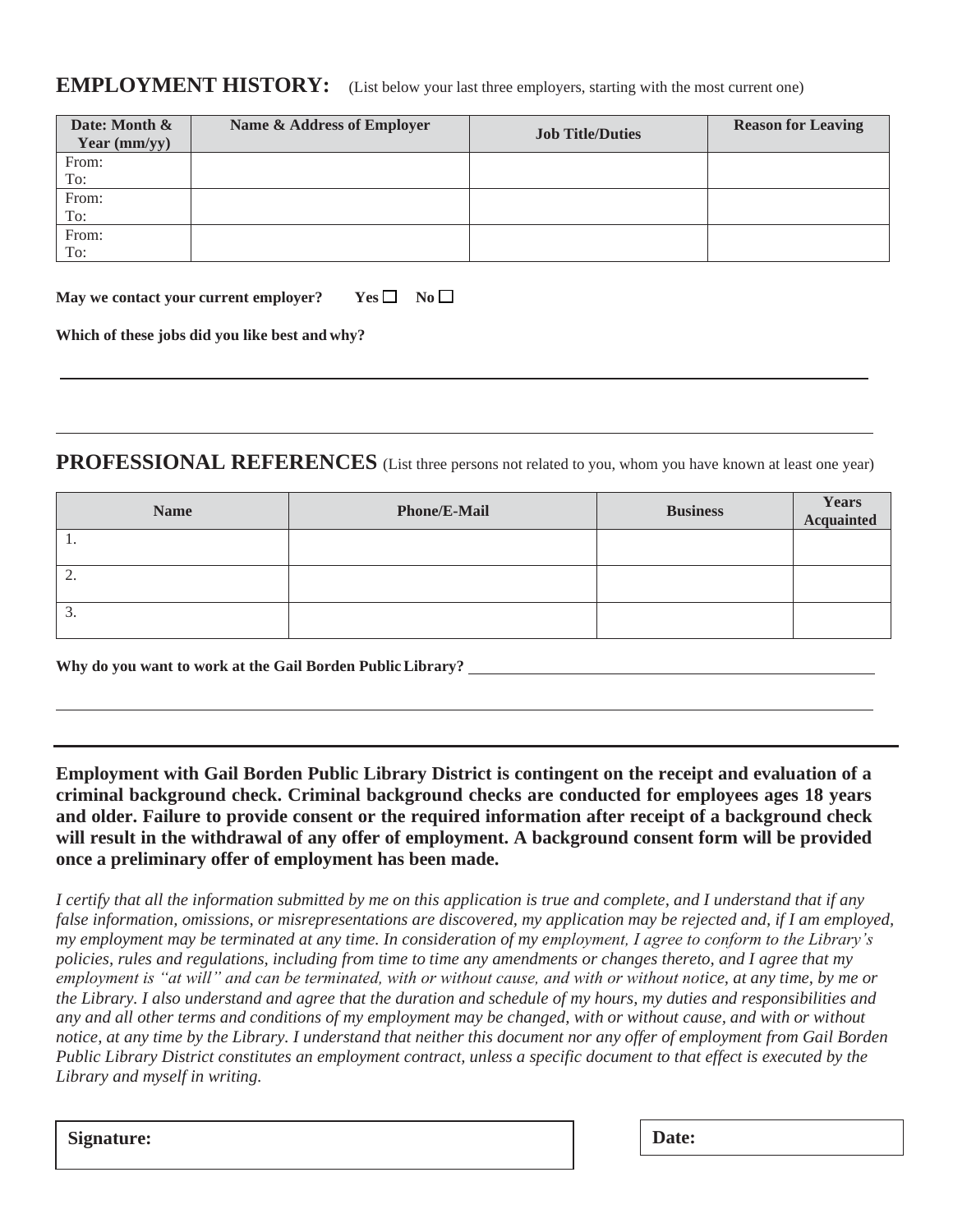## EMPLOYMENT HISTORY: (List below your last three employers, starting with the most current one)

| Date: Month & Year (mm/yy) | Name & Address of Employer | Job Title/Duties | Reason for Leaving |
|---|---|---|---|
| From: To: | | | |
| From: To: | | | |
| From: To: | | | |

**May we contact your current employer?** **Yes** ☐ **No** ☐

**Which of these jobs did you like best and why?**

## PROFESSIONAL REFERENCES (List three persons not related to you, whom you have known at least one year)

| Name | Phone/E-Mail | Business | Years Acquainted |
|---|---|---|---|
| 1. | | | |
| 2. | | | |
| 3. | | | |

**Why do you want to work at the Gail Borden Public Library?**

---

**Employment with Gail Borden Public Library District is contingent on the receipt and evaluation of a criminal background check. Criminal background checks are conducted for employees ages 18 years and older. Failure to provide consent or the required information after receipt of a background check will result in the withdrawal of any offer of employment. A background consent form will be provided once a preliminary offer of employment has been made.**

*I certify that all the information submitted by me on this application is true and complete, and I understand that if any false information, omissions, or misrepresentations are discovered, my application may be rejected and, if I am employed, my employment may be terminated at any time. In consideration of my employment, I agree to conform to the Library's policies, rules and regulations, including from time to time any amendments or changes thereto, and I agree that my employment is "at will" and can be terminated, with or without cause, and with or without notice, at any time, by me or the Library. I also understand and agree that the duration and schedule of my hours, my duties and responsibilities and any and all other terms and conditions of my employment may be changed, with or without cause, and with or without notice, at any time by the Library. I understand that neither this document nor any offer of employment from Gail Borden Public Library District constitutes an employment contract, unless a specific document to that effect is executed by the Library and myself in writing.*

**Signature:**

**Date:**